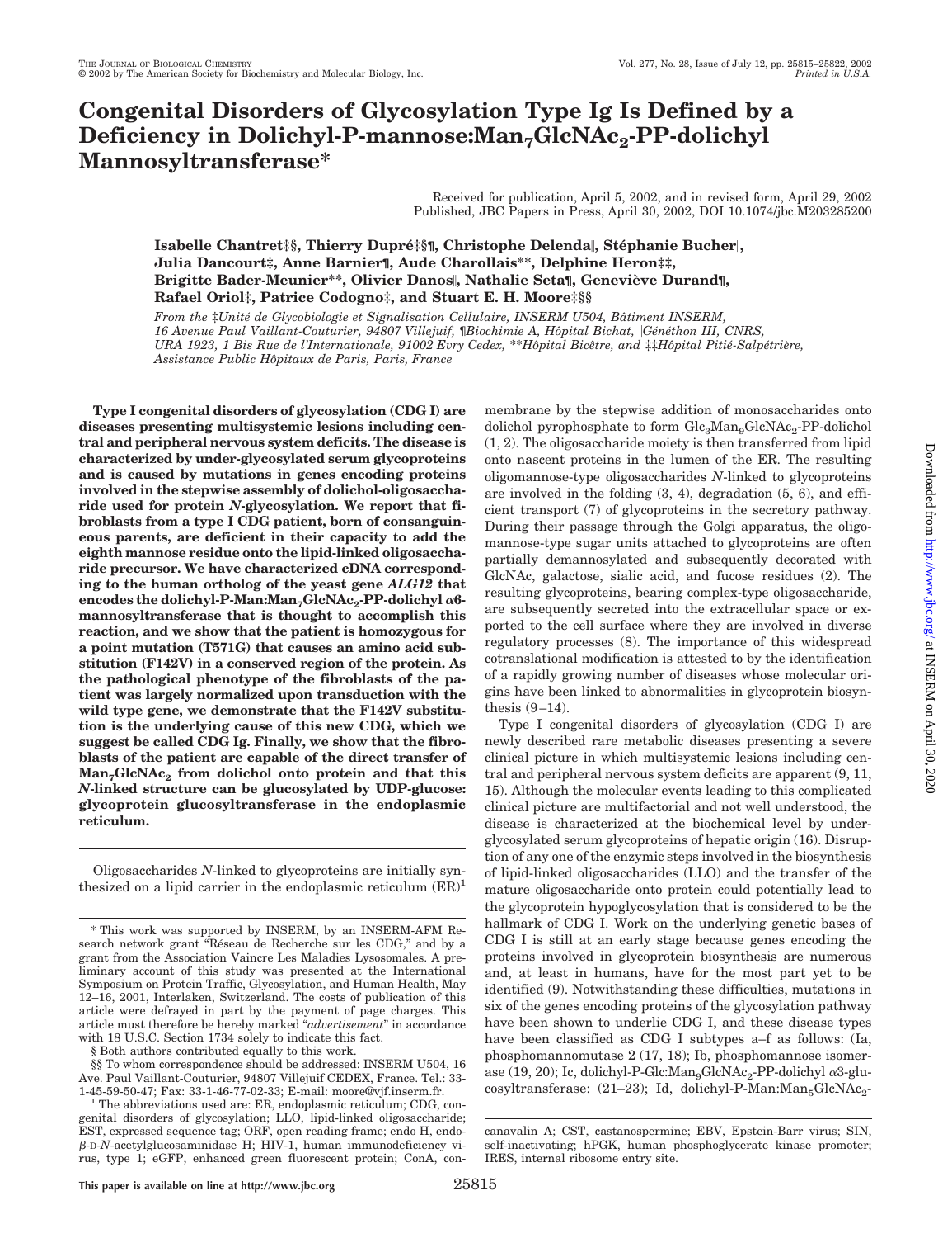# Congenital Disorders of Glycosylation Type Ig Is Defined by a Deficiency in Dolichyl-P-mannose:$Man_7GlcNAc_2$-PP-dolichyl Mannosyltransferase*

Received for publication, April 5, 2002, and in revised form, April 29, 2002
Published, JBC Papers in Press, April 30, 2002, DOI 10.1074/jbc.M203285200

**Isabelle Chantret‡§, Thierry Dupré‡§¶, Christophe Delenda‖, Stéphanie Bucher‖, Julia Dancourt‡, Anne Barnier¶, Aude Charollais**, Delphine Heron‡‡, Brigitte Bader-Meunier**, Olivier Danos‖, Nathalie Seta¶, Geneviève Durand¶, Rafael Oriol‡, Patrice Codogno‡, and Stuart E. H. Moore‡§§**

*From the ‡Unité de Glycobiologie et Signalisation Cellulaire, INSERM U504, Bâtiment INSERM, 16 Avenue Paul Vaillant-Couturier, 94807 Villejuif, ¶Biochimie A, Hôpital Bichat, ‖Généthon III, CNRS, URA 1923, 1 Bis Rue de l'Internationale, 91002 Evry Cedex, **Hôpital Bicêtre, and ‡‡Hôpital Pitié-Salpétrière, Assistance Public Hôpitaux de Paris, Paris, France*

**Type I congenital disorders of glycosylation (CDG I) are diseases presenting multisystemic lesions including central and peripheral nervous system deficits. The disease is characterized by under-glycosylated serum glycoproteins and is caused by mutations in genes encoding proteins involved in the stepwise assembly of dolichol-oligosaccharide used for protein *N*-glycosylation. We report that fibroblasts from a type I CDG patient, born of consanguineous parents, are deficient in their capacity to add the eighth mannose residue onto the lipid-linked oligosaccharide precursor. We have characterized cDNA corresponding to the human ortholog of the yeast gene *ALG12* that encodes the dolichyl-P-Man:$Man_7GlcNAc_2$-PP-dolichyl α6-mannosyltransferase that is thought to accomplish this reaction, and we show that the patient is homozygous for a point mutation (T571G) that causes an amino acid substitution (F142V) in a conserved region of the protein. As the pathological phenotype of the fibroblasts of the patient was largely normalized upon transduction with the wild type gene, we demonstrate that the F142V substitution is the underlying cause of this new CDG, which we suggest be called CDG Ig. Finally, we show that the fibroblasts of the patient are capable of the direct transfer of $Man_7GlcNAc_2$ from dolichol onto protein and that this *N*-linked structure can be glucosylated by UDP-glucose: glycoprotein glucosyltransferase in the endoplasmic reticulum.**

Oligosaccharides *N*-linked to glycoproteins are initially synthesized on a lipid carrier in the endoplasmic reticulum (ER)[1] membrane by the stepwise addition of monosaccharides onto dolichol pyrophosphate to form $Glc_3Man_9GlcNAc_2$-PP-dolichol (1, 2). The oligosaccharide moiety is then transferred from lipid onto nascent proteins in the lumen of the ER. The resulting oligomannose-type oligosaccharides *N*-linked to glycoproteins are involved in the folding (3, 4), degradation (5, 6), and efficient transport (7) of glycoproteins in the secretory pathway. During their passage through the Golgi apparatus, the oligomannose-type sugar units attached to glycoproteins are often partially demannosylated and subsequently decorated with GlcNAc, galactose, sialic acid, and fucose residues (2). The resulting glycoproteins, bearing complex-type oligosaccharide, are subsequently secreted into the extracellular space or exported to the cell surface where they are involved in diverse regulatory processes (8). The importance of this widespread cotranslational modification is attested to by the identification of a rapidly growing number of diseases whose molecular origins have been linked to abnormalities in glycoprotein biosynthesis (9–14).

Type I congenital disorders of glycosylation (CDG I) are newly described rare metabolic diseases presenting a severe clinical picture in which multisystemic lesions including central and peripheral nervous system deficits are apparent (9, 11, 15). Although the molecular events leading to this complicated clinical picture are multifactorial and not well understood, the disease is characterized at the biochemical level by under-glycosylated serum glycoproteins of hepatic origin (16). Disruption of any one of the enzymic steps involved in the biosynthesis of lipid-linked oligosaccharides (LLO) and the transfer of the mature oligosaccharide onto protein could potentially lead to the glycoprotein hypoglycosylation that is considered to be the hallmark of CDG I. Work on the underlying genetic bases of CDG I is still at an early stage because genes encoding the proteins involved in glycoprotein biosynthesis are numerous and, at least in humans, have for the most part yet to be identified (9). Notwithstanding these difficulties, mutations in six of the genes encoding proteins of the glycosylation pathway have been shown to underlie CDG I, and these disease types have been classified as CDG I subtypes a–f as follows: (Ia, phosphomannomutase 2 (17, 18); Ib, phosphomannose isomerase (19, 20); Ic, dolichyl-P-Glc:$Man_9GlcNAc_2$-PP-dolichyl α3-glucosyltransferase: (21–23); Id, dolichyl-P-Man:$Man_5GlcNAc_2$-

* This work was supported by INSERM, by an INSERM-AFM Research network grant "Réseau de Recherche sur les CDG," and by a grant from the Association Vaincre Les Maladies Lysosomales. A preliminary account of this study was presented at the International Symposium on Protein Traffic, Glycosylation, and Human Health, May 12–16, 2001, Interlaken, Switzerland. The costs of publication of this article were defrayed in part by the payment of page charges. This article must therefore be hereby marked "*advertisement*" in accordance with 18 U.S.C. Section 1734 solely to indicate this fact.

§ Both authors contributed equally to this work.

§§ To whom correspondence should be addressed: INSERM U504, 16 Ave. Paul Vaillant-Couturier, 94807 Villejuif CEDEX, France. Tel.: 33-1-45-59-50-47; Fax: 33-1-46-77-02-33; E-mail: moore@vjf.inserm.fr.

[1] The abbreviations used are: ER, endoplasmic reticulum; CDG, congenital disorders of glycosylation; LLO, lipid-linked oligosaccharide; EST, expressed sequence tag; ORF, open reading frame; endo H, endo-β-D-*N*-acetylglucosaminidase H; HIV-1, human immunodeficiency virus, type 1; eGFP, enhanced green fluorescent protein; ConA, concanavalin A; CST, castanospermine; EBV, Epstein-Barr virus; SIN, self-inactivating; hPGK, human phosphoglycerate kinase promoter; IRES, internal ribosome entry site.

This paper is available on line at http://www.jbc.org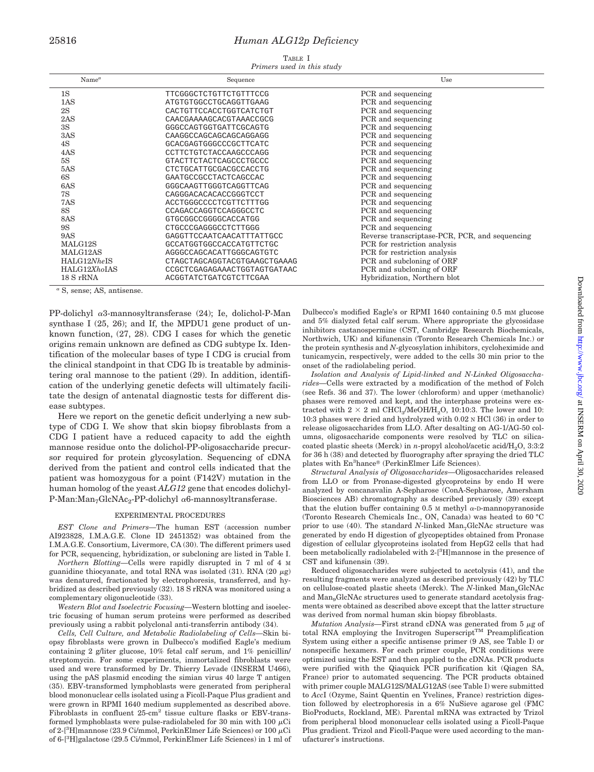TABLE I
*Primers used in this study*

| Name[a] | Sequence | Use |
|---|---|---|
| 1S | TTCGGGCTCTGTTCTGTTTCCG | PCR and sequencing |
| 1AS | ATGTGTGGCCTGCAGGTTGAAG | PCR and sequencing |
| 2S | CACTGTTCCACCTGGTCATCTGT | PCR and sequencing |
| 2AS | CAACGAAAAGCACGTAAACCGCG | PCR and sequencing |
| 3S | GGGCCAGTGGTGATTCGCAGTG | PCR and sequencing |
| 3AS | CAAGGCCAGCAGCAGCAGGAGG | PCR and sequencing |
| 4S | GCACGAGTGGGCCCGCTTCATC | PCR and sequencing |
| 4AS | CCTTCTGTCTACCAAGCCCAGG | PCR and sequencing |
| 5S | GTACTTCTACTCAGCCCTGCCC | PCR and sequencing |
| 5AS | CTCTGCATTGCGACGCCACCTG | PCR and sequencing |
| 6S | GAATGCCGCCTACTCAGCCAC | PCR and sequencing |
| 6AS | GGGCAAGTTGGGTCAGGTTCAG | PCR and sequencing |
| 7S | CAGGGACACACACCGGGTCCT | PCR and sequencing |
| 7AS | ACCTGGGCCCCTCGTTCTTTGG | PCR and sequencing |
| 8S | CCAGACCAGGTCCAGGGCCTC | PCR and sequencing |
| 8AS | GTGCGGCCGGGGCACCATGG | PCR and sequencing |
| 9S | CTGCCCGAGGGCCTCTTGGG | PCR and sequencing |
| 9AS | GAGGTTCCAATCAACATTTATTGCC | Reverse transcriptase-PCR, PCR, and sequencing |
| MALG12S | GCCATGGTGGCCACCATGTTCTGC | PCR for restriction analysis |
| MALG12AS | AGGGCCAGCACATTGGGCAGTGTC | PCR for restriction analysis |
| HALG12*Nhe*IS | CTAGCTAGCAGGTACGTGAAGCTGAAAG | PCR and subcloning of ORF |
| HALG12*Xho*IAS | CCGCTCGAGAGAAACTGGTAGTGATAAC | PCR and subcloning of ORF |
| 18 S rRNA | ACGGTATCTGATCGTCTTCGAA | Hybridization, Northern blot |

[a] S, sense; AS, antisense.

PP-dolichyl α3-mannosyltransferase (24); Ie, dolichol-P-Man synthase I (25, 26); and If, the MPDU1 gene product of unknown function, (27, 28). CDG I cases for which the genetic origins remain unknown are defined as CDG subtype Ix. Identification of the molecular bases of type I CDG is crucial from the clinical standpoint in that CDG Ib is treatable by administering oral mannose to the patient (29). In addition, identification of the underlying genetic defects will ultimately facilitate the design of antenatal diagnostic tests for different disease subtypes.

Here we report on the genetic deficit underlying a new subtype of CDG I. We show that skin biopsy fibroblasts from a CDG I patient have a reduced capacity to add the eighth mannose residue onto the dolichol-PP-oligosaccharide precursor required for protein glycosylation. Sequencing of cDNA derived from the patient and control cells indicated that the patient was homozygous for a point (F142V) mutation in the human homolog of the yeast *ALG12* gene that encodes dolichyl-P-Man:$Man_7GlcNAc_2$-PP-dolichyl α6-mannosyltransferase.

## EXPERIMENTAL PROCEDURES

*EST Clone and Primers*—The human EST (accession number AI923828, I.M.A.G.E. Clone ID 2451352) was obtained from the I.M.A.G.E. Consortium, Livermore, CA (30). The different primers used for PCR, sequencing, hybridization, or subcloning are listed in Table I.

*Northern Blotting*—Cells were rapidly disrupted in 7 ml of 4 M guanidine thiocyanate, and total RNA was isolated (31). RNA (20 μg) was denatured, fractionated by electrophoresis, transferred, and hybridized as described previously (32). 18 S rRNA was monitored using a complementary oligonucleotide (33).

*Western Blot and Isoelectric Focusing*—Western blotting and isoelectric focusing of human serum proteins were performed as described previously using a rabbit polyclonal anti-transferrin antibody (34).

*Cells, Cell Culture, and Metabolic Radiolabeling of Cells*—Skin biopsy fibroblasts were grown in Dulbecco's modified Eagle's medium containing 2 g/liter glucose, 10% fetal calf serum, and 1% penicillin/streptomycin. For some experiments, immortalized fibroblasts were used and were transformed by Dr. Thierry Levade (INSERM U466), using the pAS plasmid encoding the simian virus 40 large T antigen (35). EBV-transformed lymphoblasts were generated from peripheral blood mononuclear cells isolated using a Ficoll-Paque Plus gradient and were grown in RPMI 1640 medium supplemented as described above. Fibroblasts in confluent 25-$cm^2$ tissue culture flasks or EBV-transformed lymphoblasts were pulse-radiolabeled for 30 min with 100 μCi of 2-[$^3$H]mannose (23.9 Ci/mmol, PerkinElmer Life Sciences) or 100 μCi of 6-[$^3$H]galactose (29.5 Ci/mmol, PerkinElmer Life Sciences) in 1 ml of Dulbecco's modified Eagle's or RPMI 1640 containing 0.5 mM glucose and 5% dialyzed fetal calf serum. Where appropriate the glycosidase inhibitors castanospermine (CST, Cambridge Research Biochemicals, Northwich, UK) and kifunensin (Toronto Research Chemicals Inc.) or the protein synthesis and *N*-glycosylation inhibitors, cycloheximide and tunicamycin, respectively, were added to the cells 30 min prior to the onset of the radiolabeling period.

*Isolation and Analysis of Lipid-linked and N-Linked Oligosaccharides*—Cells were extracted by a modification of the method of Folch (see Refs. 36 and 37). The lower (chloroform) and upper (methanolic) phases were removed and kept, and the interphase proteins were extracted with 2 × 2 ml $CHCl_3$/MeOH/$H_2O$, 10:10:3. The lower and 10:10:3 phases were dried and hydrolyzed with 0.02 N HCl (36) in order to release oligosaccharides from LLO. After desalting on AG-1/AG-50 columns, oligosaccharide components were resolved by TLC on silica-coated plastic sheets (Merck) in *n*-propyl alcohol/acetic acid/$H_2O$, 3:3:2 for 36 h (38) and detected by fluorography after spraying the dried TLC plates with En$^3$hance® (PerkinElmer Life Sciences).

*Structural Analysis of Oligosaccharides*—Oligosaccharides released from LLO or from Pronase-digested glycoproteins by endo H were analyzed by concanavalin A-Sepharose (ConA-Sepharose, Amersham Biosciences AB) chromatography as described previously (39) except that the elution buffer containing 0.5 M methyl α-D-mannopyranoside (Toronto Research Chemicals Inc., ON, Canada) was heated to 60 °C prior to use (40). The standard *N*-linked $Man_7$GlcNAc structure was generated by endo H digestion of glycopeptides obtained from Pronase digestion of cellular glycoproteins isolated from HepG2 cells that had been metabolically radiolabeled with 2-[$^3$H]mannose in the presence of CST and kifunensin (39).

Reduced oligosaccharides were subjected to acetolysis (41), and the resulting fragments were analyzed as described previously (42) by TLC on cellulose-coated plastic sheets (Merck). The *N*-linked $Man_8$GlcNAc and $Man_9$GlcNAc structures used to generate standard acetolysis fragments were obtained as described above except that the latter structure was derived from normal human skin biopsy fibroblasts.

*Mutation Analysis*—First strand cDNA was generated from 5 μg of total RNA employing the Invitrogen Superscript™ Preamplification System using either a specific antisense primer (9 AS, see Table I) or nonspecific hexamers. For each primer couple, PCR conditions were optimized using the EST and then applied to the cDNAs. PCR products were purified with the Qiaquick PCR purification kit (Qiagen SA, France) prior to automated sequencing. The PCR products obtained with primer couple MALG12S/MALG12AS (see Table I) were submitted to *Acc*I (Ozyme, Saint Quentin en Yvelines, France) restriction digestion followed by electrophoresis in a 6% NuSieve agarose gel (FMC BioProducts, Rockland, ME). Parental mRNA was extracted by Trizol from peripheral blood mononuclear cells isolated using a Ficoll-Paque Plus gradient. Trizol and Ficoll-Paque were used according to the manufacturer's instructions.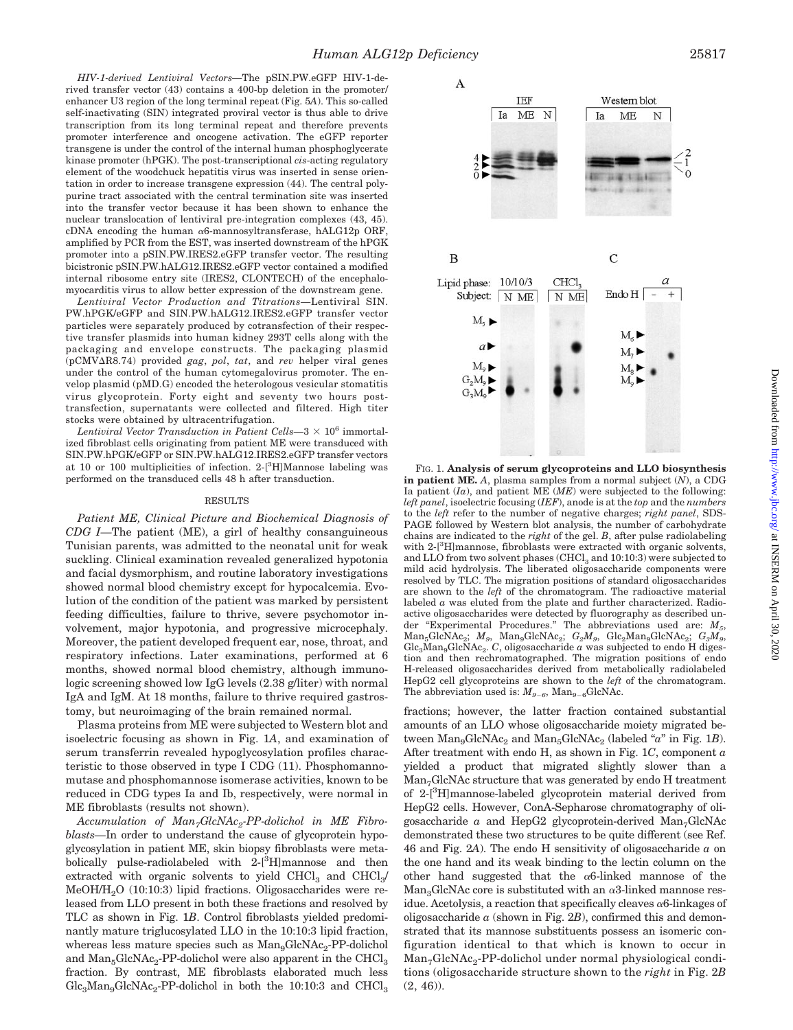*HIV-1-derived Lentiviral Vectors*—The pSIN.PW.eGFP HIV-1-derived transfer vector (43) contains a 400-bp deletion in the promoter/enhancer U3 region of the long terminal repeat (Fig. 5*A*). This so-called self-inactivating (SIN) integrated proviral vector is thus able to drive transcription from its long terminal repeat and therefore prevents promoter interference and oncogene activation. The eGFP reporter transgene is under the control of the internal human phosphoglycerate kinase promoter (hPGK). The post-transcriptional *cis*-acting regulatory element of the woodchuck hepatitis virus was inserted in sense orientation in order to increase transgene expression (44). The central polypurine tract associated with the central termination site was inserted into the transfer vector because it has been shown to enhance the nuclear translocation of lentiviral pre-integration complexes (43, 45). cDNA encoding the human α6-mannosyltransferase, hALG12p ORF, amplified by PCR from the EST, was inserted downstream of the hPGK promoter into a pSIN.PW.IRES2.eGFP transfer vector. The resulting bicistronic pSIN.PW.hALG12.IRES2.eGFP vector contained a modified internal ribosome entry site (IRES2, CLONTECH) of the encephalomyocarditis virus to allow better expression of the downstream gene.

*Lentiviral Vector Production and Titrations*—Lentiviral SIN.PW.hPGK/eGFP and SIN.PW.hALG12.IRES2.eGFP transfer vector particles were separately produced by cotransfection of their respective transfer plasmids into human kidney 293T cells along with the packaging and envelope constructs. The packaging plasmid (pCMVΔR8.74) provided *gag*, *pol*, *tat*, and *rev* helper viral genes under the control of the human cytomegalovirus promoter. The envelop plasmid (pMD.G) encoded the heterologous vesicular stomatitis virus glycoprotein. Forty eight and seventy two hours post-transfection, supernatants were collected and filtered. High titer stocks were obtained by ultracentrifugation.

*Lentiviral Vector Transduction in Patient Cells*—$3 \times 10^6$ immortalized fibroblast cells originating from patient ME were transduced with SIN.PW.hPGK/eGFP or SIN.PW.hALG12.IRES2.eGFP transfer vectors at 10 or 100 multiplicities of infection. 2-[$^3$H]Mannose labeling was performed on the transduced cells 48 h after transduction.

## RESULTS

*Patient ME, Clinical Picture and Biochemical Diagnosis of CDG I*—The patient (ME), a girl of healthy consanguineous Tunisian parents, was admitted to the neonatal unit for weak suckling. Clinical examination revealed generalized hypotonia and facial dysmorphism, and routine laboratory investigations showed normal blood chemistry except for hypocalcemia. Evolution of the condition of the patient was marked by persistent feeding difficulties, failure to thrive, severe psychomotor involvement, major hypotonia, and progressive microcephaly. Moreover, the patient developed frequent ear, nose, throat, and respiratory infections. Later examinations, performed at 6 months, showed normal blood chemistry, although immunologic screening showed low IgG levels (2.38 g/liter) with normal IgA and IgM. At 18 months, failure to thrive required gastrostomy, but neuroimaging of the brain remained normal.

Plasma proteins from ME were subjected to Western blot and isoelectric focusing as shown in Fig. 1*A*, and examination of serum transferrin revealed hypoglycosylation profiles characteristic to those observed in type I CDG (11). Phosphomannomutase and phosphomannose isomerase activities, known to be reduced in CDG types Ia and Ib, respectively, were normal in ME fibroblasts (results not shown).

*Accumulation of $Man_7GlcNAc_2$-PP-dolichol in ME Fibroblasts*—In order to understand the cause of glycoprotein hypoglycosylation in patient ME, skin biopsy fibroblasts were metabolically pulse-radiolabeled with 2-[$^3$H]mannose and then extracted with organic solvents to yield $CHCl_3$ and $CHCl_3$/$MeOH$/$H_2O$ (10:10:3) lipid fractions. Oligosaccharides were released from LLO present in both these fractions and resolved by TLC as shown in Fig. 1*B*. Control fibroblasts yielded predominantly mature triglucosylated LLO in the 10:10:3 lipid fraction, whereas less mature species such as $Man_9GlcNAc_2$-PP-dolichol and $Man_5GlcNAc_2$-PP-dolichol were also apparent in the $CHCl_3$ fraction. By contrast, ME fibroblasts elaborated much less $Glc_3Man_9GlcNAc_2$-PP-dolichol in both the 10:10:3 and $CHCl_3$ fractions; however, the latter fraction contained substantial amounts of an LLO whose oligosaccharide moiety migrated between $Man_9GlcNAc_2$ and $Man_5GlcNAc_2$ (labeled "*a*" in Fig. 1*B*). After treatment with endo H, as shown in Fig. 1*C*, component *a* yielded a product that migrated slightly slower than a $Man_7GlcNAc$ structure that was generated by endo H treatment of 2-[$^3$H]mannose-labeled glycoprotein material derived from HepG2 cells. However, ConA-Sepharose chromatography of oligosaccharide *a* and HepG2 glycoprotein-derived $Man_7GlcNAc$ demonstrated these two structures to be quite different (see Ref. 46 and Fig. 2*A*). The endo H sensitivity of oligosaccharide *a* on the one hand and its weak binding to the lectin column on the other hand suggested that the α6-linked mannose of the $Man_3GlcNAc$ core is substituted with an α3-linked mannose residue. Acetolysis, a reaction that specifically cleaves α6-linkages of oligosaccharide *a* (shown in Fig. 2*B*), confirmed this and demonstrated that its mannose substituents possess an isomeric configuration identical to that which is known to occur in $Man_7GlcNAc_2$-PP-dolichol under normal physiological conditions (oligosaccharide structure shown to the *right* in Fig. 2*B* (2, 46)).

FIG. 1. **Analysis of serum glycoproteins and LLO biosynthesis in patient ME.** *A*, plasma samples from a normal subject (*N*), a CDG Ia patient (*Ia*), and patient ME (*ME*) were subjected to the following: *left panel*, isoelectric focusing (*IEF*), anode is at the *top* and the *numbers* to the *left* refer to the number of negative charges; *right panel*, SDS-PAGE followed by Western blot analysis, the number of carbohydrate chains are indicated to the *right* of the gel. *B*, after pulse radiolabeling with 2-[$^3$H]mannose, fibroblasts were extracted with organic solvents, and LLO from two solvent phases ($CHCl_3$ and 10:10:3) were subjected to mild acid hydrolysis. The liberated oligosaccharide components were resolved by TLC. The migration positions of standard oligosaccharides are shown to the *left* of the chromatogram. The radioactive material labeled *a* was eluted from the plate and further characterized. Radioactive oligosaccharides were detected by fluorography as described under "Experimental Procedures." The abbreviations used are: $M_5$, $Man_5GlcNAc_2$; $M_9$, $Man_9GlcNAc_2$; $G_2M_9$, $Glc_2Man_9GlcNAc_2$; $G_3M_9$, $Glc_3Man_9GlcNAc_2$. *C*, oligosaccharide *a* was subjected to endo H digestion and then rechromatographed. The migration positions of endo H-released oligosaccharides derived from metabolically radiolabeled HepG2 cell glycoproteins are shown to the *left* of the chromatogram. The abbreviation used is: $M_{9-6}$, $Man_{9-6}GlcNAc$.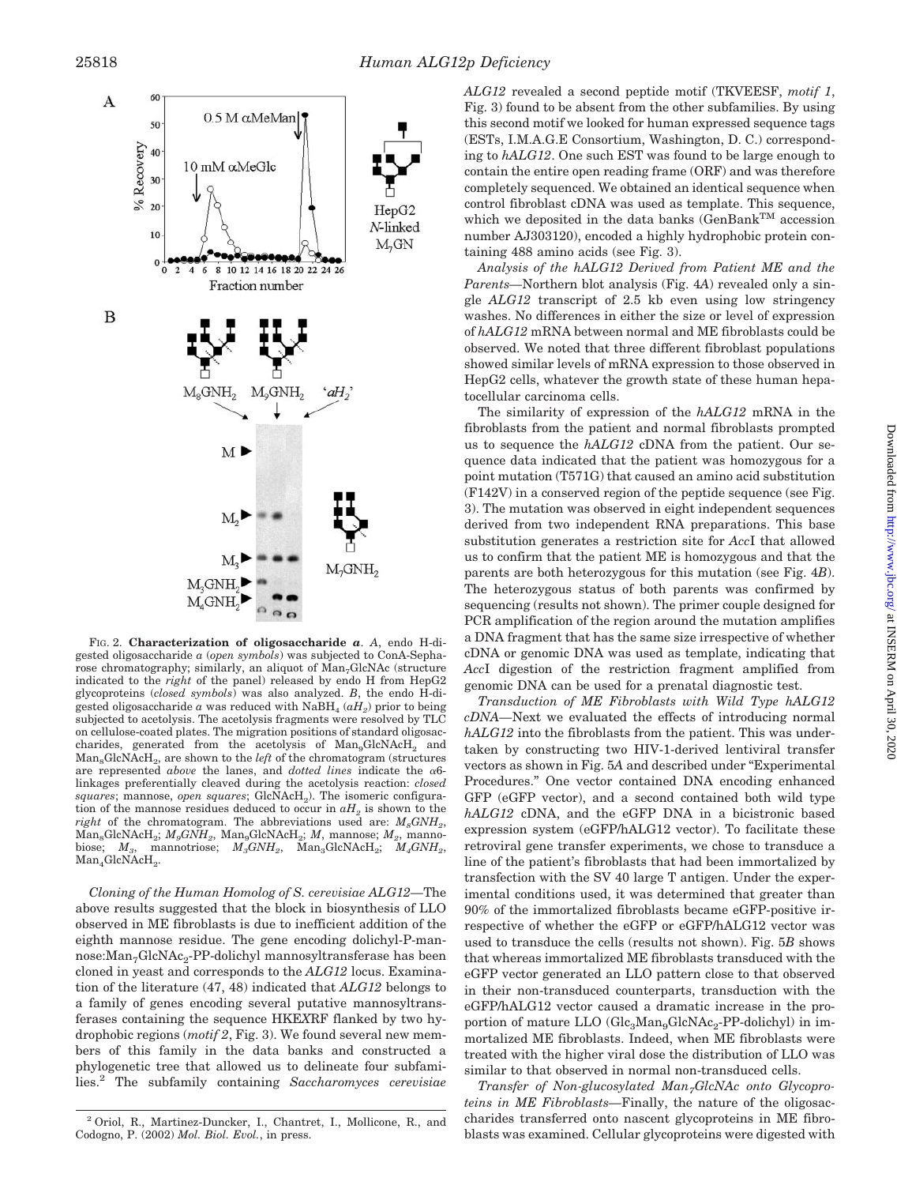FIG. 2. **Characterization of oligosaccharide** ***a***. *A*, endo H-digested oligosaccharide *a* (*open symbols*) was subjected to ConA-Sepharose chromatography; similarly, an aliquot of $Man_7GlcNAc$ (structure indicated to the *right* of the panel) released by endo H from HepG2 glycoproteins (*closed symbols*) was also analyzed. *B*, the endo H-digested oligosaccharide *a* was reduced with $NaBH_4$ ($aH_2$) prior to being subjected to acetolysis. The acetolysis fragments were resolved by TLC on cellulose-coated plates. The migration positions of standard oligosaccharides, generated from the acetolysis of $Man_9GlcNAcH_2$ and $Man_8GlcNAcH_2$, are shown to the *left* of the chromatogram (structures are represented *above* the lanes, and *dotted lines* indicate the α6-linkages preferentially cleaved during the acetolysis reaction: *closed squares*; mannose, *open squares*; $GlcNAcH_2$). The isomeric configuration of the mannose residues deduced to occur in $aH_2$ is shown to the *right* of the chromatogram. The abbreviations used are: $M_8GNH_2$, $Man_8GlcNAcH_2$; $M_9GNH_2$, $Man_9GlcNAcH_2$; *M*, mannose; $M_2$, mannobiose; $M_3$, mannotriose; $M_3GNH_2$, $Man_3GlcNAcH_2$; $M_4GNH_2$, $Man_4GlcNAcH_2$.

*Cloning of the Human Homolog of S. cerevisiae ALG12*—The above results suggested that the block in biosynthesis of LLO observed in ME fibroblasts is due to inefficient addition of the eighth mannose residue. The gene encoding dolichyl-P-mannose:$Man_7GlcNAc_2$-PP-dolichyl mannosyltransferase has been cloned in yeast and corresponds to the *ALG12* locus. Examination of the literature (47, 48) indicated that *ALG12* belongs to a family of genes encoding several putative mannosyltransferases containing the sequence HKEXRF flanked by two hydrophobic regions (*motif 2*, Fig. 3). We found several new members of this family in the data banks and constructed a phylogenetic tree that allowed us to delineate four subfamilies.[2] The subfamily containing *Saccharomyces cerevisiae ALG12* revealed a second peptide motif (TKVEESF, *motif 1*, Fig. 3) found to be absent from the other subfamilies. By using this second motif we looked for human expressed sequence tags (ESTs, I.M.A.G.E Consortium, Washington, D. C.) corresponding to *hALG12*. One such EST was found to be large enough to contain the entire open reading frame (ORF) and was therefore completely sequenced. We obtained an identical sequence when control fibroblast cDNA was used as template. This sequence, which we deposited in the data banks (GenBank™ accession number AJ303120), encoded a highly hydrophobic protein containing 488 amino acids (see Fig. 3).

*Analysis of the hALG12 Derived from Patient ME and the Parents*—Northern blot analysis (Fig. 4*A*) revealed only a single *ALG12* transcript of 2.5 kb even using low stringency washes. No differences in either the size or level of expression of *hALG12* mRNA between normal and ME fibroblasts could be observed. We noted that three different fibroblast populations showed similar levels of mRNA expression to those observed in HepG2 cells, whatever the growth state of these human hepatocellular carcinoma cells.

The similarity of expression of the *hALG12* mRNA in the fibroblasts from the patient and normal fibroblasts prompted us to sequence the *hALG12* cDNA from the patient. Our sequence data indicated that the patient was homozygous for a point mutation (T571G) that caused an amino acid substitution (F142V) in a conserved region of the peptide sequence (see Fig. 3). The mutation was observed in eight independent sequences derived from two independent RNA preparations. This base substitution generates a restriction site for *Acc*I that allowed us to confirm that the patient ME is homozygous and that the parents are both heterozygous for this mutation (see Fig. 4*B*). The heterozygous status of both parents was confirmed by sequencing (results not shown). The primer couple designed for PCR amplification of the region around the mutation amplifies a DNA fragment that has the same size irrespective of whether cDNA or genomic DNA was used as template, indicating that *Acc*I digestion of the restriction fragment amplified from genomic DNA can be used for a prenatal diagnostic test.

*Transduction of ME Fibroblasts with Wild Type hALG12 cDNA*—Next we evaluated the effects of introducing normal *hALG12* into the fibroblasts from the patient. This was undertaken by constructing two HIV-1-derived lentiviral transfer vectors as shown in Fig. 5*A* and described under "Experimental Procedures." One vector contained DNA encoding enhanced GFP (eGFP vector), and a second contained both wild type *hALG12* cDNA, and the eGFP DNA in a bicistronic based expression system (eGFP/hALG12 vector). To facilitate these retroviral gene transfer experiments, we chose to transduce a line of the patient's fibroblasts that had been immortalized by transfection with the SV 40 large T antigen. Under the experimental conditions used, it was determined that greater than 90% of the immortalized fibroblasts became eGFP-positive irrespective of whether the eGFP or eGFP/hALG12 vector was used to transduce the cells (results not shown). Fig. 5*B* shows that whereas immortalized ME fibroblasts transduced with the eGFP vector generated an LLO pattern close to that observed in their non-transduced counterparts, transduction with the eGFP/hALG12 vector caused a dramatic increase in the proportion of mature LLO ($Glc_3Man_9GlcNAc_2$-PP-dolichyl) in immortalized ME fibroblasts. Indeed, when ME fibroblasts were treated with the higher viral dose the distribution of LLO was similar to that observed in normal non-transduced cells.

*Transfer of Non-glucosylated $Man_7GlcNAc$ onto Glycoproteins in ME Fibroblasts*—Finally, the nature of the oligosaccharides transferred onto nascent glycoproteins in ME fibroblasts was examined. Cellular glycoproteins were digested with

[2] Oriol, R., Martinez-Duncker, I., Chantret, I., Mollicone, R., and Codogno, P. (2002) *Mol. Biol. Evol.*, in press.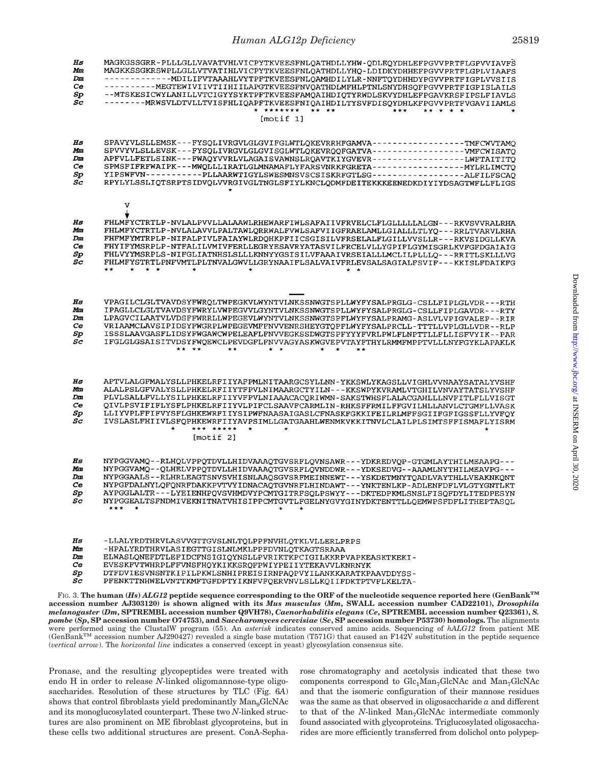```
Hs  MAGKGSSGRR-PLLLGLLVAVATVHLVICPYTKVEESFNLQATHDLLYHW-QDLEQYDHLEFPGVVPRTFLGPVVIAVFS
Mm  MAGKKSSGKRSWPLLGLLVTVATIHLVICPYTKVEESFNLQATHDLLYHQ-LDIDKYDHHEFPGVVPRTFLGPLVIAAFS
Dm  ------------MDILIFVTAAAHLVYTPFTKVEESFNLQAMHDILYLR-NNFTQYDHHDYPGVVPRTFIGPLVVSIIS
Ce  ----------MEGTEWIVIIVTIIHIILAPGTKVEESFNVQATHDLMFHLPTNLSNYDHSQFPGVVPRTFIGPISLAILS
Sp  --MTSKESICWYLANILLVTCIGYYSYKTPFTKVEESFAMQAIHDIQTYRWDLSKVYDHLEFPGAVKRSFIPSLFIAVLS
Sc  --------MRWSVLDTVLLTVISFHLIQAPFTKVEESFNIQAIHDILTYSVFDISQYDHLKFPGVVPRTFVGAVIIAMLS
                                  [motif 1]

Hs  SPAVYVLSLLEMSK---FYSQLIVRGVLGLGVIFGLWTLQKEVRRHFGAMVA-----------------TMFCWVTAMQ
Mm  SPVVYVLSLLEVSK---FYSQLIVRGVLGLGVISGLWTLQKEVRQQFGATVA-----------------VMFCWISATQ
Dm  APFVLLFETLSINK---FWAQYVVRLVLAGAISVAWNSLRQAVTKIYGVEVR-----------------LWFTAITITQ
Ce  SPMSFIFRFWAIPK---MWQLLLIRATLGLMNAMAFLYFARSVNRKFGRETA-----------------MYLRLIMCTQ
Sp  YIPSWFVN-----------PLLAARWTIGYLSWESMNSVSCSISKRFGTLSG-----------------ALFILFSCAQ
Sc  RPYLYLSSLIQTSRPTSIDVQLVVRGIVGLTNGLSFIYLKNCLQDMFDEITEKKKEENEDKDIYIYDSAGTWFLLFLIGS

       V
Hs  FHLMFYCTRTLP-NVLALPVVLLALAAWLRHEWARFIWLSAFAIIVFRVELCLFLGLLLLLALGN---RKVSVVRALRHA
Mm  FHLMFYCTRTLP-NVLALAVVLPALTAWLQRRWALFVWLSAFVIIGFRAELAMLLGIALLLTLYQ---RRLTVARVLRHA
Dm  FHFMFYMTRPLP-NIFALPIVLFAIAYWLRDQHKPFIICSGISILVFRSELALFLGILLVVSLLR---RKVSIDGLLKVA
Ce  FHYIFYMSRPLP-NTFALILVMIVFERLLEGRYESAVRYATASVILFRCELVLLYGPIFLGYMISGRLKVFGFDGAIAIG
Sp  FHLVYYMSRPLS-NIFGLIATNHSLSLLLKNNYYGSISILVFAAAIVRSEIALLLMCLILPLLQ---RRITLSKLLLVG
Sc  FHLMFYSTRTLPNFVMTLPLTNVALGWVLLGRYNAAIFLSALVAIVFRLEVSALSAGIALFSVIF---KKISLFDAIKFG

Hs  VPAGILCLGLTVAVDSYFWRQLTWPEGKVLWYNTVLNKSSNWGTSPLLWYFYSALPRGLG-CSLLFIPLGLVDR---RTH
Mm  IPAGLLCLGLTVAVDSYFWRYLVWPEGVVLGYNTVLNKSSNWGTSPLLWYFYSALPRGLG-CSLLFIPLGAVDR---RTY
Dm  LPAGVCILAATVLVDSFFWRRLLWPEGEVLWYNTVLNKSSNWGTSPFLWYFYSALPRAMG-ASLVLVPIGVALEP--RIR
Ce  VRIAAMCLAVSIPIDSYFWGRPLWPEGEVMFFNVVENRSHEYGTQPFLWYFYSALPRCLL-TTTLLVPLGLLVDR--RLP
Sp  ISSSLAAVGASFLIDSYFWGAWCWPELEAFLFNVVEGKSSDWGTSPFYYYFVRLPWLFLNPTTLLFLLISFVYIK--PAR
Sc  IFGLGLGSAISITVDSYFWQEWCLPEVDGFLFNVVAGYASKWGVEPVTAYFTHYLRMMFMPPTVLLLNYFGYKLAPAKLK

Hs  APTVLALGFMALYSLLPHKELRFIIYAFPMLNITAARGCSYLLNN-YKKSWLYKAGSLLVIGHLVVNAAYSATALYVSHF
Mm  ALALPSLGFVALYSLLPHKELRFIIYTFPVLNIMAARGCTYILN---KKSWPYKVRAMLVTGHILVNVAYTATSLYVSHF
Dm  PLVLSALLFVLLYSILPHKELRFIIYVFPVLNIAAACACQRIWMN-SAKSTWHSFLALACGAHLLLNVFITLFLLVISGT
Ce  QIVLPSVIFIFLYSFLPHKELRFIIYVLPIFCLSAAVFCARMLIN-RHKSFFRMILFFGVILHLLANVLCTGMFLLVASK
Sp  LLIYVPLFFIFVYSFLGHKEWRFIIYSIPWFNAASAIGASLCFNASKFGKKIFEILRLMFFSGIIFGFIGSSFLLYVFQY
Sc  IVSLASLFHIIVLSFQPHKEWRFIIYAVPSIMLLGATGAAHLWENMKVKKITNVLCLAILPLSIMTSFFISMAFLYISRM
                        [motif 2]

Hs  NYPGGVAMQ--RLHQLVPPQTDVLLHIDVAAAQTGVSRFLQVNSAWR---YDKREDVQP-GTGMLAYTHILMEAAPG---
Mm  NYPGGVAMQ--QLHELVPPQTDVLLHIDVAAAQTGVSRFLQVNDDWR---YDKSEDVG--AAAMLNYTHILMEAVPG---
Dm  NYPGGAALS--RLHRLEAGTSNVSVHISNLAAQSGVSRFMEINNEWT---YSKDETMNYTQADLVAYTHLLVEAKNKQNT
Ce  NYPGFDALNYLQFQNRFDAKKPVTVYIDNACAQTGVNRFLHINDAWT---YNKTENLKP-ADLENFDFLVLGTYGNTLKT
Sp  AYPGGLALTR---LYEIENHPQVSVHMDVYPCMTGITRFSQLPSWYY---DKTEDPKMLSNSLFISQFDYLITEDPESYN
Sc  NYPGGEALTSFNDMIVEKNITNATVHISIPPCMTGVTLFGELNYGVYGINYDKTENTTLLQEMWPSFDFLITHEPTASQL

Hs  -LLALYRDTHRVLASVVGTTGVSLNLTQLPPFNVHLQTKLVLLERLPRPS
Mm  -HPALYRDTHRVLASIEGTTGISLNLMKLPPFDVNLQTKAGTSRAAA
Dm  ELWASLQNEFDTLEFIDCFNSIGIQYNSLLPVRIKTKPCIGILKKRPVAPKEASKTKEKI-
Ce  EVESKFVTWHRPLFFVNSFHQYKIKKSRQFPWIYPEIIYTEKAVVLKNRNYK
Sp  DTFDVIESVNSNTKIPILPKWLSNHIPREISIRNPAQPVYILANKKARATKPAAVDDYSS-
Sc  PFENKTTNHWELVNTTKMFTGFDPTYIKNFVFQERVNVLSLLKQIIFDKTPTVFLKELTA-
```

FIG. 3. **The human (*Hs*) *ALG12* peptide sequence corresponding to the ORF of the nucleotide sequence reported here (GenBank™ accession number AJ303120) is shown aligned with its *Mus musculus* (*Mm*, SWALL accession number CAD22101), *Drosophila melanogaster* (*Dm*, SPTREMBL accession number Q9VH78), *Caenorhabditis elegans* (*Ce*, SPTREMBL accession number Q23361), *S. pombe* (*Sp*, SP accession number O74753), and *Saccharomyces cerevisiae* (*Sc*, SP accession number P53730) homologs.** The alignments were performed using the ClustalW program (55). An *asterisk* indicates conserved amino acids. Sequencing of *hALG12* from patient ME (GenBank™ accession number AJ290427) revealed a single base mutation (T571G) that caused an F142V substitution in the peptide sequence (*vertical arrow*). The *horizontal line* indicates a conserved (except in yeast) glycosylation consensus site.

Pronase, and the resulting glycopeptides were treated with endo H in order to release *N*-linked oligomannose-type oligosaccharides. Resolution of these structures by TLC (Fig. 6*A*) shows that control fibroblasts yield predominantly $Man_9GlcNAc$ and its monoglucosylated counterpart. These two *N*-linked structures are also prominent on ME fibroblast glycoproteins, but in these cells two additional structures are present. ConA-Sepharose chromatography and acetolysis indicated that these two components correspond to $Glc_1Man_7GlcNAc$ and $Man_7GlcNAc$ and that the isomeric configuration of their mannose residues was the same as that observed in oligosaccharide *a* and different to that of the *N*-linked $Man_7GlcNAc$ intermediate commonly found associated with glycoproteins. Triglucosylated oligosaccharides are more efficiently transferred from dolichol onto polypep-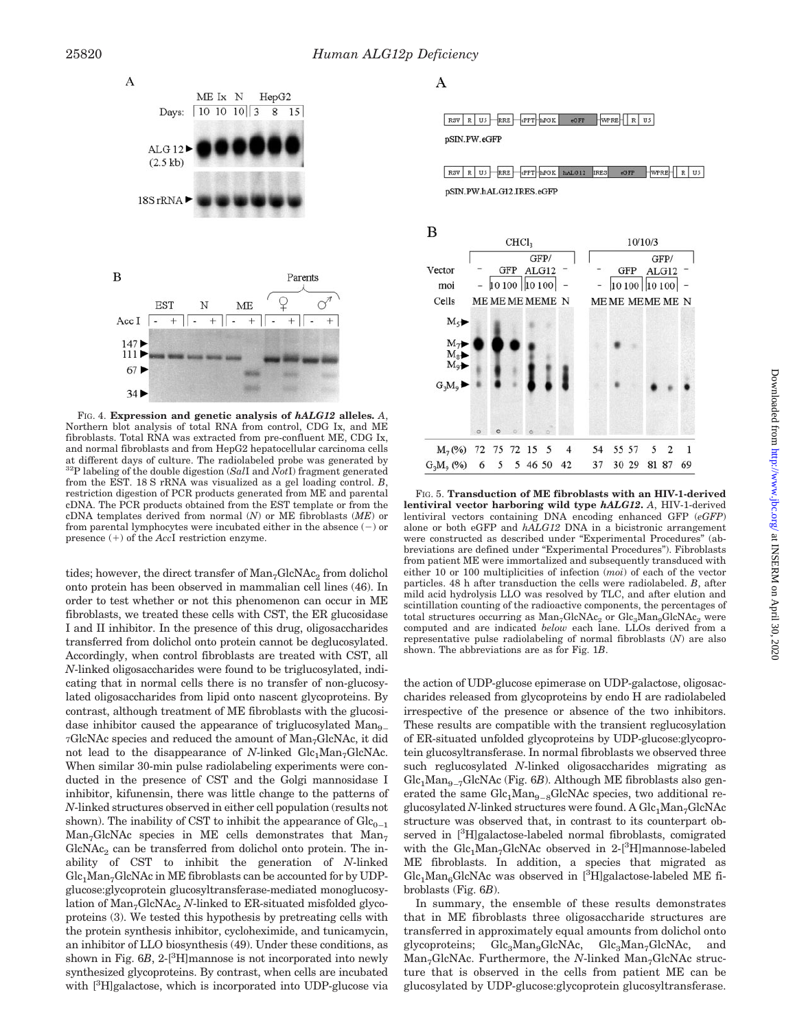FIG. 4. **Expression and genetic analysis of *hALG12* alleles.** *A*, Northern blot analysis of total RNA from control, CDG Ix, and ME fibroblasts. Total RNA was extracted from pre-confluent ME, CDG Ix, and normal fibroblasts and from HepG2 hepatocellular carcinoma cells at different days of culture. The radiolabeled probe was generated by $^{32}$P labeling of the double digestion (*Sal*I and *Not*I) fragment generated from the EST. 18 S rRNA was visualized as a gel loading control. *B*, restriction digestion of PCR products generated from ME and parental cDNA. The PCR products obtained from the EST template or from the cDNA templates derived from normal (*N*) or ME fibroblasts (*ME*) or from parental lymphocytes were incubated either in the absence (−) or presence (+) of the *Acc*I restriction enzyme.

tides; however, the direct transfer of $Man_7GlcNAc_2$ from dolichol onto protein has been observed in mammalian cell lines (46). In order to test whether or not this phenomenon can occur in ME fibroblasts, we treated these cells with CST, the ER glucosidase I and II inhibitor. In the presence of this drug, oligosaccharides transferred from dolichol onto protein cannot be deglucosylated. Accordingly, when control fibroblasts are treated with CST, all *N*-linked oligosaccharides were found to be triglucosylated, indicating that in normal cells there is no transfer of non-glucosylated oligosaccharides from lipid onto nascent glycoproteins. By contrast, although treatment of ME fibroblasts with the glucosidase inhibitor caused the appearance of triglucosylated $Man_{9-7}GlcNAc$ species and reduced the amount of $Man_7GlcNAc$, it did not lead to the disappearance of *N*-linked $Glc_1Man_7GlcNAc$. When similar 30-min pulse radiolabeling experiments were conducted in the presence of CST and the Golgi mannosidase I inhibitor, kifunensin, there was little change to the patterns of *N*-linked structures observed in either cell population (results not shown). The inability of CST to inhibit the appearance of $Glc_{0-1}Man_7GlcNAc$ species in ME cells demonstrates that $Man_7GlcNAc_2$ can be transferred from dolichol onto protein. The inability of CST to inhibit the generation of *N*-linked $Glc_1Man_7GlcNAc$ in ME fibroblasts can be accounted for by UDP-glucose:glycoprotein glucosyltransferase-mediated monoglucosylation of $Man_7GlcNAc_2$ *N*-linked to ER-situated misfolded glycoproteins (3). We tested this hypothesis by pretreating cells with the protein synthesis inhibitor, cycloheximide, and tunicamycin, an inhibitor of LLO biosynthesis (49). Under these conditions, as shown in Fig. 6*B*, 2-[$^3$H]mannose is not incorporated into newly synthesized glycoproteins. By contrast, when cells are incubated with [$^3$H]galactose, which is incorporated into UDP-glucose via the action of UDP-glucose epimerase on UDP-galactose, oligosaccharides released from glycoproteins by endo H are radiolabeled irrespective of the presence or absence of the two inhibitors. These results are compatible with the transient reglucosylation of ER-situated unfolded glycoproteins by UDP-glucose:glycoprotein glucosyltransferase. In normal fibroblasts we observed three such reglucosylated *N*-linked oligosaccharides migrating as $Glc_1Man_{9-7}GlcNAc$ (Fig. 6*B*). Although ME fibroblasts also generated the same $Glc_1Man_{9-8}GlcNAc$ species, two additional reglucosylated *N*-linked structures were found. A $Glc_1Man_7GlcNAc$ structure was observed that, in contrast to its counterpart observed in [$^3$H]galactose-labeled normal fibroblasts, comigrated with the $Glc_1Man_7GlcNAc$ observed in 2-[$^3$H]mannose-labeled ME fibroblasts. In addition, a species that migrated as $Glc_1Man_6GlcNAc$ was observed in [$^3$H]galactose-labeled ME fibroblasts (Fig. 6*B*).

In summary, the ensemble of these results demonstrates that in ME fibroblasts three oligosaccharide structures are transferred in approximately equal amounts from dolichol onto glycoproteins; $Glc_3Man_9GlcNAc$, $Glc_3Man_7GlcNAc$, and $Man_7GlcNAc$. Furthermore, the *N*-linked $Man_7GlcNAc$ structure that is observed in the cells from patient ME can be glucosylated by UDP-glucose:glycoprotein glucosyltransferase.

FIG. 5. **Transduction of ME fibroblasts with an HIV-1-derived lentiviral vector harboring wild type *hALG12*.** *A*, HIV-1-derived lentiviral vectors containing DNA encoding enhanced GFP (*eGFP*) alone or both eGFP and *hALG12* in a bicistronic arrangement were constructed as described under "Experimental Procedures" (abbreviations are defined under "Experimental Procedures"). Fibroblasts from patient ME were immortalized and subsequently transduced with either 10 or 100 multiplicities of infection (*moi*) of each of the vector particles. 48 h after transduction the cells were radiolabeled. *B*, after mild acid hydrolysis LLO was resolved by TLC, and after elution and scintillation counting of the radioactive components, the percentages of total structures occurring as $Man_7GlcNAc_2$ or $Glc_3Man_9GlcNAc_2$ were computed and are indicated *below* each lane. LLOs derived from a representative pulse radiolabeling of normal fibroblasts (*N*) are also shown. The abbreviations are as for Fig. 1*B*.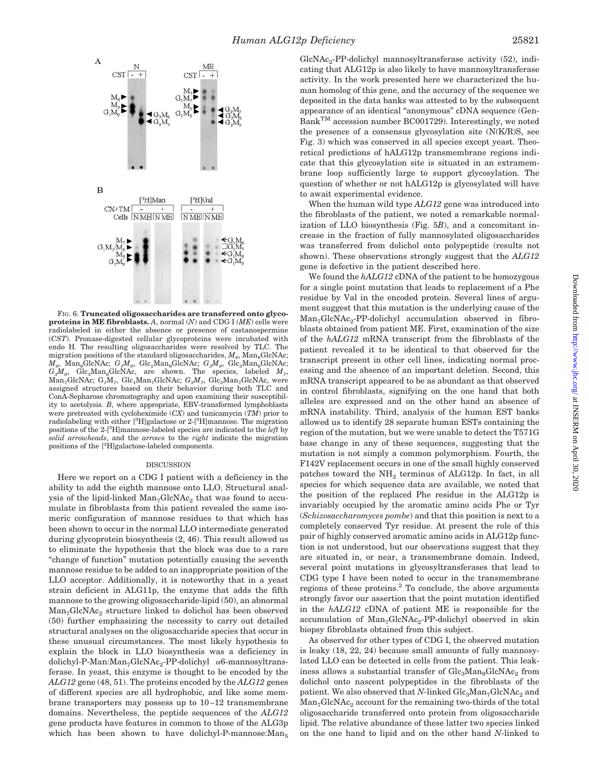FIG. 6. **Truncated oligosaccharides are transferred onto glycoproteins in ME fibroblasts.** *A*, normal (*N*) and CDG I (*ME*) cells were radiolabeled in either the absence or presence of castanospermine (*CST*). Pronase-digested cellular glycoproteins were incubated with endo H. The resulting oligosaccharides were resolved by TLC. The migration positions of the standard oligosaccharides, $M_8$, $Man_8GlcNAc$; $M_9$, $Man_9GlcNAc$; $G_1M_9$, $Glc_1Man_9GlcNAc$; $G_3M_9$, $Glc_3Man_9GlcNAc$; $G_3M_8$, $Glc_3Man_8GlcNAc$, are shown. The species, labeled $M_7$, $Man_7GlcNAc$; $G_1M_7$, $Glc_1Man_7GlcNAc$; $G_3M_7$, $Glc_3Man_7GlcNAc$, were assigned structures based on their behavior during both TLC and ConA-Sepharose chromatography and upon examining their susceptibility to acetolysis. *B*, where appropriate, EBV-transformed lymphoblasts were pretreated with cycloheximide (*CX*) and tunicamycin (*TM*) prior to radiolabeling with either [$^3$H]galactose or 2-[$^3$H]mannose. The migration positions of the 2-[$^3$H]mannose-labeled species are indicated to the *left* by *solid arrowheads*, and the *arrows* to the *right* indicate the migration positions of the [$^3$H]galactose-labeled components.

## DISCUSSION

Here we report on a CDG I patient with a deficiency in the ability to add the eighth mannose onto LLO. Structural analysis of the lipid-linked $Man_7GlcNAc_2$ that was found to accumulate in fibroblasts from this patient revealed the same isomeric configuration of mannose residues to that which has been shown to occur in the normal LLO intermediate generated during glycoprotein biosynthesis (2, 46). This result allowed us to eliminate the hypothesis that the block was due to a rare "change of function" mutation potentially causing the seventh mannose residue to be added to an inappropriate position of the LLO acceptor. Additionally, it is noteworthy that in a yeast strain deficient in ALG11p, the enzyme that adds the fifth mannose to the growing oligosaccharide-lipid (50), an abnormal $Man_7GlcNAc_2$ structure linked to dolichol has been observed (50) further emphasizing the necessity to carry out detailed structural analyses on the oligosaccharide species that occur in these unusual circumstances. The most likely hypothesis to explain the block in LLO biosynthesis was a deficiency in dolichyl-P-Man:$Man_7GlcNAc_2$-PP-dolichyl α6-mannosyltransferase. In yeast, this enzyme is thought to be encoded by the *ALG12* gene (48, 51). The proteins encoded by the *ALG12* genes of different species are all hydrophobic, and like some membrane transporters may possess up to 10–12 transmembrane domains. Nevertheless, the peptide sequences of the *ALG12* gene products have features in common to those of the ALG3p which has been shown to have dolichyl-P-mannose:$Man_5GlcNAc_2$-PP-dolichyl mannosyltransferase activity (52), indicating that ALG12p is also likely to have mannosyltransferase activity. In the work presented here we characterized the human homolog of this gene, and the accuracy of the sequence we deposited in the data banks was attested to by the subsequent appearance of an identical "anonymous" cDNA sequence (GenBank™ accession number BC001729). Interestingly, we noted the presence of a consensus glycosylation site (N(K/R)S, see Fig. 3) which was conserved in all species except yeast. Theoretical predictions of hALG12p transmembrane regions indicate that this glycosylation site is situated in an extramembrane loop sufficiently large to support glycosylation. The question of whether or not hALG12p is glycosylated will have to await experimental evidence.

When the human wild type *ALG12* gene was introduced into the fibroblasts of the patient, we noted a remarkable normalization of LLO biosynthesis (Fig. 5*B*), and a concomitant increase in the fraction of fully mannosylated oligosaccharides was transferred from dolichol onto polypeptide (results not shown). These observations strongly suggest that the *ALG12* gene is defective in the patient described here.

We found the *hALG12* cDNA of the patient to be homozygous for a single point mutation that leads to replacement of a Phe residue by Val in the encoded protein. Several lines of argument suggest that this mutation is the underlying cause of the $Man_7GlcNAc_2$-PP-dolichyl accumulation observed in fibroblasts obtained from patient ME. First, examination of the size of the *hALG12* mRNA transcript from the fibroblasts of the patient revealed it to be identical to that observed for the transcript present in other cell lines, indicating normal processing and the absence of an important deletion. Second, this mRNA transcript appeared to be as abundant as that observed in control fibroblasts, signifying on the one hand that both alleles are expressed and on the other hand an absence of mRNA instability. Third, analysis of the human EST banks allowed us to identify 28 separate human ESTs containing the region of the mutation, but we were unable to detect the T571G base change in any of these sequences, suggesting that the mutation is not simply a common polymorphism. Fourth, the F142V replacement occurs in one of the small highly conserved patches toward the $NH_2$ terminus of ALG12p. In fact, in all species for which sequence data are available, we noted that the position of the replaced Phe residue in the ALG12p is invariably occupied by the aromatic amino acids Phe or Tyr (*Schizosaccharomyces pombe*) and that this position is next to a completely conserved Tyr residue. At present the role of this pair of highly conserved aromatic amino acids in ALG12p function is not understood, but our observations suggest that they are situated in, or near, a transmembrane domain. Indeed, several point mutations in glycosyltransferases that lead to CDG type I have been noted to occur in the transmembrane regions of these proteins.[2] To conclude, the above arguments strongly favor our assertion that the point mutation identified in the *hALG12* cDNA of patient ME is responsible for the accumulation of $Man_7GlcNAc_2$-PP-dolichyl observed in skin biopsy fibroblasts obtained from this subject.

As observed for other types of CDG I, the observed mutation is leaky (18, 22, 24) because small amounts of fully mannosylated LLO can be detected in cells from the patient. This leakiness allows a substantial transfer of $Glc_3Man_9GlcNAc_2$ from dolichol onto nascent polypeptides in the fibroblasts of the patient. We also observed that *N*-linked $Glc_3Man_7GlcNAc_2$ and $Man_7GlcNAc_2$ account for the remaining two-thirds of the total oligosaccharide transferred onto protein from oligosaccharide lipid. The relative abundance of these latter two species linked on the one hand to lipid and on the other hand *N*-linked to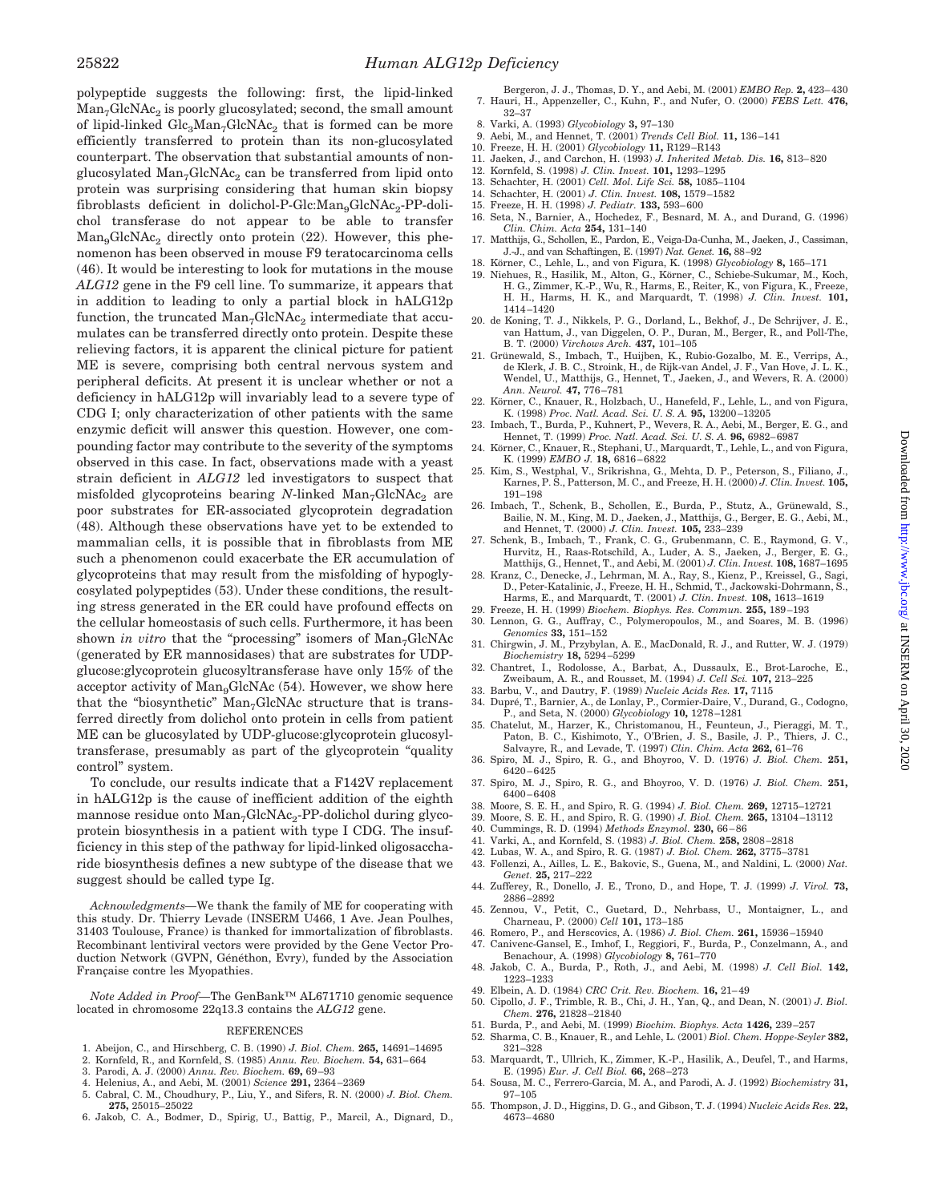polypeptide suggests the following: first, the lipid-linked $Man_7GlcNAc_2$ is poorly glucosylated; second, the small amount of lipid-linked $Glc_3Man_7GlcNAc_2$ that is formed can be more efficiently transferred to protein than its non-glucosylated counterpart. The observation that substantial amounts of non-glucosylated $Man_7GlcNAc_2$ can be transferred from lipid onto protein was surprising considering that human skin biopsy fibroblasts deficient in dolichol-P-Glc:$Man_9GlcNAc_2$-PP-dolichol transferase do not appear to be able to transfer $Man_9GlcNAc_2$ directly onto protein (22). However, this phenomenon has been observed in mouse F9 teratocarcinoma cells (46). It would be interesting to look for mutations in the mouse *ALG12* gene in the F9 cell line. To summarize, it appears that in addition to leading to only a partial block in hALG12p function, the truncated $Man_7GlcNAc_2$ intermediate that accumulates can be transferred directly onto protein. Despite these relieving factors, it is apparent the clinical picture for patient ME is severe, comprising both central nervous system and peripheral deficits. At present it is unclear whether or not a deficiency in hALG12p will invariably lead to a severe type of CDG I; only characterization of other patients with the same enzymic deficit will answer this question. However, one compounding factor may contribute to the severity of the symptoms observed in this case. In fact, observations made with a yeast strain deficient in *ALG12* led investigators to suspect that misfolded glycoproteins bearing *N*-linked $Man_7GlcNAc_2$ are poor substrates for ER-associated glycoprotein degradation (48). Although these observations have yet to be extended to mammalian cells, it is possible that in fibroblasts from ME such a phenomenon could exacerbate the ER accumulation of glycoproteins that may result from the misfolding of hypoglycosylated polypeptides (53). Under these conditions, the resulting stress generated in the ER could have profound effects on the cellular homeostasis of such cells. Furthermore, it has been shown *in vitro* that the "processing" isomers of $Man_7GlcNAc$ (generated by ER mannosidases) that are substrates for UDP-glucose:glycoprotein glucosyltransferase have only 15% of the acceptor activity of $Man_9GlcNAc$ (54). However, we show here that the "biosynthetic" $Man_7GlcNAc$ structure that is transferred directly from dolichol onto protein in cells from patient ME can be glucosylated by UDP-glucose:glycoprotein glucosyltransferase, presumably as part of the glycoprotein "quality control" system.

To conclude, our results indicate that a F142V replacement in hALG12p is the cause of inefficient addition of the eighth mannose residue onto $Man_7GlcNAc_2$-PP-dolichol during glycoprotein biosynthesis in a patient with type I CDG. The insufficiency in this step of the pathway for lipid-linked oligosaccharide biosynthesis defines a new subtype of the disease that we suggest should be called type Ig.

*Acknowledgments*—We thank the family of ME for cooperating with this study. Dr. Thierry Levade (INSERM U466, 1 Ave. Jean Poulhes, 31403 Toulouse, France) is thanked for immortalization of fibroblasts. Recombinant lentiviral vectors were provided by the Gene Vector Production Network (GVPN, Généthon, Evry), funded by the Association Française contre les Myopathies.

*Note Added in Proof*—The GenBank™ AL671710 genomic sequence located in chromosome 22q13.3 contains the *ALG12* gene.

## REFERENCES

1. Abeijon, C., and Hirschberg, C. B. (1990) *J. Biol. Chem.* **265,** 14691–14695
2. Kornfeld, R., and Kornfeld, S. (1985) *Annu. Rev. Biochem.* **54,** 631–664
3. Parodi, A. J. (2000) *Annu. Rev. Biochem.* **69,** 69–93
4. Helenius, A., and Aebi, M. (2001) *Science* **291,** 2364–2369
5. Cabral, C. M., Choudhury, P., Liu, Y., and Sifers, R. N. (2000) *J. Biol. Chem.* **275,** 25015–25022
6. Jakob, C. A., Bodmer, D., Spirig, U., Battig, P., Marcil, A., Dignard, D., Bergeron, J. J., Thomas, D. Y., and Aebi, M. (2001) *EMBO Rep.* **2,** 423–430
7. Hauri, H., Appenzeller, C., Kuhn, F., and Nufer, O. (2000) *FEBS Lett.* **476,** 32–37
8. Varki, A. (1993) *Glycobiology* **3,** 97–130
9. Aebi, M., and Hennet, T. (2001) *Trends Cell Biol.* **11,** 136–141
10. Freeze, H. H. (2001) *Glycobiology* **11,** R129–R143
11. Jaeken, J., and Carchon, H. (1993) *J. Inherited Metab. Dis.* **16,** 813–820
12. Kornfeld, S. (1998) *J. Clin. Invest.* **101,** 1293–1295
13. Schachter, H. (2001) *Cell. Mol. Life Sci.* **58,** 1085–1104
14. Schachter, H. (2001) *J. Clin. Invest.* **108,** 1579–1582
15. Freeze, H. H. (1998) *J. Pediatr.* **133,** 593–600
16. Seta, N., Barnier, A., Hochedez, F., Besnard, M. A., and Durand, G. (1996) *Clin. Chim. Acta* **254,** 131–140
17. Matthijs, G., Schollen, E., Pardon, E., Veiga-Da-Cunha, M., Jaeken, J., Cassiman, J.-J., and van Schaftingen, E. (1997) *Nat. Genet.* **16,** 88–92
18. Körner, C., Lehle, L., and von Figura, K. (1998) *Glycobiology* **8,** 165–171
19. Niehues, R., Hasilik, M., Alton, G., Körner, C., Schiebe-Sukumar, M., Koch, H. G., Zimmer, K.-P., Wu, R., Harms, E., Reiter, K., von Figura, K., Freeze, H. H., Harms, H. K., and Marquardt, T. (1998) *J. Clin. Invest.* **101,** 1414–1420
20. de Koning, T. J., Nikkels, P. G., Dorland, L., Bekhof, J., De Schrijver, J. E., van Hattum, J., van Diggelen, O. P., Duran, M., Berger, R., and Poll-The, B. T. (2000) *Virchows Arch.* **437,** 101–105
21. Grünewald, S., Imbach, T., Huijben, K., Rubio-Gozalbo, M. E., Verrips, A., de Klerk, J. B. C., Stroink, H., de Rijk-van Andel, J. F., Van Hove, J. L. K., Wendel, U., Matthijs, G., Hennet, T., Jaeken, J., and Wevers, R. A. (2000) *Ann. Neurol.* **47,** 776–781
22. Körner, C., Knauer, R., Holzbach, U., Hanefeld, F., Lehle, L., and von Figura, K. (1998) *Proc. Natl. Acad. Sci. U. S. A.* **95,** 13200–13205
23. Imbach, T., Burda, P., Kuhnert, P., Wevers, R. A., Aebi, M., Berger, E. G., and Hennet, T. (1999) *Proc. Natl. Acad. Sci. U. S. A.* **96,** 6982–6987
24. Körner, C., Knauer, R., Stephani, U., Marquardt, T., Lehle, L., and von Figura, K. (1999) *EMBO J.* **18,** 6816–6822
25. Kim, S., Westphal, V., Srikrishna, G., Mehta, D. P., Peterson, S., Filiano, J., Karnes, P. S., Patterson, M. C., and Freeze, H. H. (2000) *J. Clin. Invest.* **105,** 191–198
26. Imbach, T., Schenk, B., Schollen, E., Burda, P., Stutz, A., Grünewald, S., Bailie, N. M., King, M. D., Jaeken, J., Matthijs, G., Berger, E. G., Aebi, M., and Hennet, T. (2000) *J. Clin. Invest.* **105,** 233–239
27. Schenk, B., Imbach, T., Frank, C. G., Grubenmann, C. E., Raymond, G. V., Hurvitz, H., Raas-Rotschild, A., Luder, A. S., Jaeken, J., Berger, E. G., Matthijs, G., Hennet, T., and Aebi, M. (2001) *J. Clin. Invest.* **108,** 1687–1695
28. Kranz, C., Denecke, J., Lehrman, M. A., Ray, S., Kienz, P., Kreissel, G., Sagi, D., Peter-Katalinic, J., Freeze, H. H., Schmid, T., Jackowski-Dohrmann, S., Harms, E., and Marquardt, T. (2001) *J. Clin. Invest.* **108,** 1613–1619
29. Freeze, H. H. (1999) *Biochem. Biophys. Res. Commun.* **255,** 189–193
30. Lennon, G. G., Auffray, C., Polymeropoulos, M., and Soares, M. B. (1996) *Genomics* **33,** 151–152
31. Chirgwin, J. M., Przybylan, A. E., MacDonald, R. J., and Rutter, W. J. (1979) *Biochemistry* **18,** 5294–5299
32. Chantret, I., Rodolosse, A., Barbat, A., Dussaulx, E., Brot-Laroche, E., Zweibaum, A. R., and Rousset, M. (1994) *J. Cell Sci.* **107,** 213–225
33. Barbu, V., and Dautry, F. (1989) *Nucleic Acids Res.* **17,** 7115
34. Dupré, T., Barnier, A., de Lonlay, P., Cormier-Daire, V., Durand, G., Codogno, P., and Seta, N. (2000) *Glycobiology* **10,** 1278–1281
35. Chatelut, M., Harzer, K., Christomanou, H., Feunteun, J., Pieraggi, M. T., Paton, B. C., Kishimoto, Y., O'Brien, J. S., Basile, J. P., Thiers, J. C., Salvayre, R., and Levade, T. (1997) *Clin. Chim. Acta* **262,** 61–76
36. Spiro, M. J., Spiro, R. G., and Bhoyroo, V. D. (1976) *J. Biol. Chem.* **251,** 6420–6425
37. Spiro, M. J., Spiro, R. G., and Bhoyroo, V. D. (1976) *J. Biol. Chem.* **251,** 6400–6408
38. Moore, S. E. H., and Spiro, R. G. (1994) *J. Biol. Chem.* **269,** 12715–12721
39. Moore, S. E. H., and Spiro, R. G. (1990) *J. Biol. Chem.* **265,** 13104–13112
40. Cummings, R. D. (1994) *Methods Enzymol.* **230,** 66–86
41. Varki, A., and Kornfeld, S. (1983) *J. Biol. Chem.* **258,** 2808–2818
42. Lubas, W. A., and Spiro, R. G. (1987) *J. Biol. Chem.* **262,** 3775–3781
43. Follenzi, A., Ailles, L. E., Bakovic, S., Guena, M., and Naldini, L. (2000) *Nat. Genet.* **25,** 217–222
44. Zufferey, R., Donello, J. E., Trono, D., and Hope, T. J. (1999) *J. Virol.* **73,** 2886–2892
45. Zennou, V., Petit, C., Guetard, D., Nehrbass, U., Montaigner, L., and Charneau, P. (2000) *Cell* **101,** 173–185
46. Romero, P., and Herscovics, A. (1986) *J. Biol. Chem.* **261,** 15936–15940
47. Canivenc-Gansel, E., Imhof, I., Reggiori, F., Burda, P., Conzelmann, A., and Benachour, A. (1998) *Glycobiology* **8,** 761–770
48. Jakob, C. A., Burda, P., Roth, J., and Aebi, M. (1998) *J. Cell Biol.* **142,** 1223–1233
49. Elbein, A. D. (1984) *CRC Crit. Rev. Biochem.* **16,** 21–49
50. Cipollo, J. F., Trimble, R. B., Chi, J. H., Yan, Q., and Dean, N. (2001) *J. Biol. Chem.* **276,** 21828–21840
51. Burda, P., and Aebi, M. (1999) *Biochim. Biophys. Acta* **1426,** 239–257
52. Sharma, C. B., Knauer, R., and Lehle, L. (2001) *Biol. Chem. Hoppe-Seyler* **382,** 321–328
53. Marquardt, T., Ullrich, K., Zimmer, K.-P., Hasilik, A., Deufel, T., and Harms, E. (1995) *Eur. J. Cell Biol.* **66,** 268–273
54. Sousa, M. C., Ferrero-Garcia, M. A., and Parodi, A. J. (1992) *Biochemistry* **31,** 97–105
55. Thompson, J. D., Higgins, D. G., and Gibson, T. J. (1994) *Nucleic Acids Res.* **22,** 4673–4680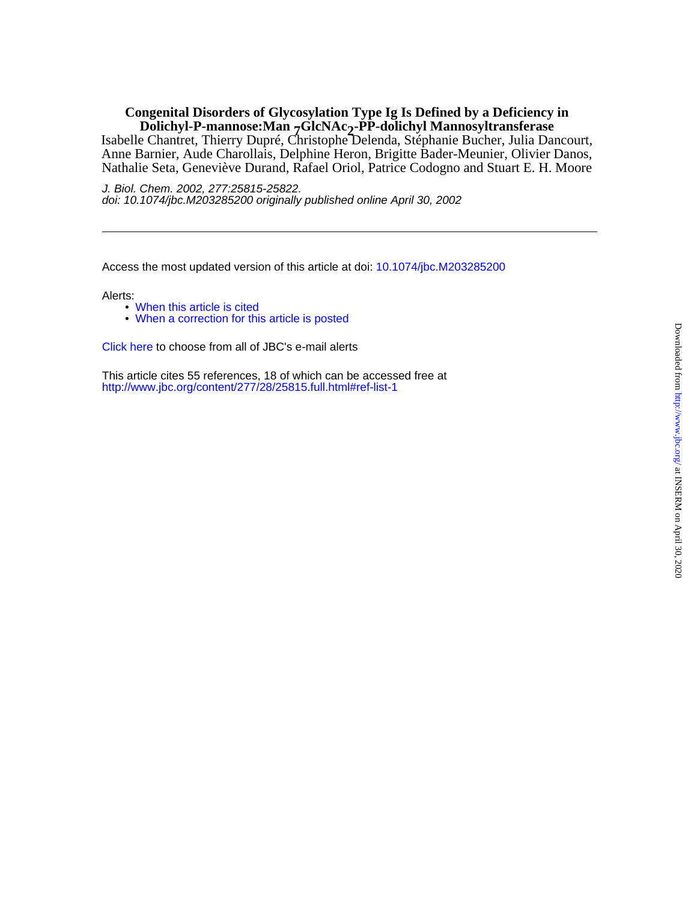# Congenital Disorders of Glycosylation Type Ig Is Defined by a Deficiency in Dolichyl-P-mannose:Man $_7$GlcNAc$_2$-PP-dolichyl Mannosyltransferase

Isabelle Chantret, Thierry Dupré, Christophe Delenda, Stéphanie Bucher, Julia Dancourt, Anne Barnier, Aude Charollais, Delphine Heron, Brigitte Bader-Meunier, Olivier Danos, Nathalie Seta, Geneviève Durand, Rafael Oriol, Patrice Codogno and Stuart E. H. Moore

*J. Biol. Chem. 2002, 277:25815-25822.*
*doi: 10.1074/jbc.M203285200 originally published online April 30, 2002*

---

Access the most updated version of this article at doi: 10.1074/jbc.M203285200

Alerts:

- When this article is cited
- When a correction for this article is posted

Click here to choose from all of JBC's e-mail alerts

This article cites 55 references, 18 of which can be accessed free at
http://www.jbc.org/content/277/28/25815.full.html#ref-list-1

Downloaded from http://www.jbc.org/ at INSERM on April 30, 2020